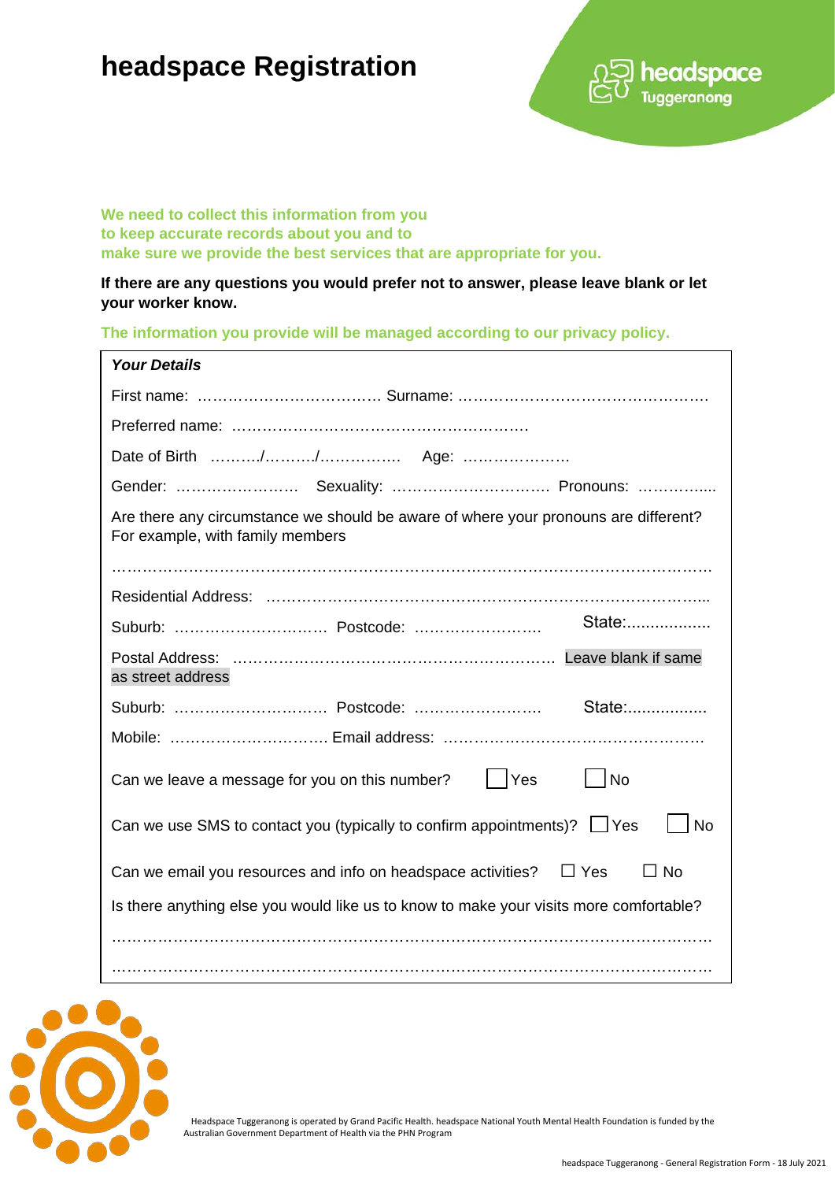# headspace Registration

headspace Tuggeranong

**We need to collect this information from you to keep accurate records about you and to make sure we provide the best services that are appropriate for you.**

**If there are any questions you would prefer not to answer, please leave blank or let your worker know.**

**The information you provide will be managed according to our privacy policy.**

***Your Details***

First name: ……………………………… Surname: ………………………………………….

Preferred name: ………………………………………………….

Date of Birth ………/………/……………. Age: …………………

Gender: …………………… Sexuality: ………………………… Pronouns: …………....

Are there any circumstance we should be aware of where your pronouns are different? For example, with family members

…………………………………………………………………………………………………

Residential Address: ……………………………………………………………………...

Suburb: ………………………… Postcode: ……………………. State:..................

Postal Address: ……………………………………………………… Leave blank if same as street address

Suburb: ………………………… Postcode: ……………………. State:.................

Mobile: ………………………… Email address: ……………………………………………

Can we leave a message for you on this number? ☐ Yes ☐ No

Can we use SMS to contact you (typically to confirm appointments)? ☐ Yes ☐ No

Can we email you resources and info on headspace activities? ☐ Yes ☐ No

Is there anything else you would like us to know to make your visits more comfortable?

…………………………………………………………………………………………………

…………………………………………………………………………………………………

Headspace Tuggeranong is operated by Grand Pacific Health. headspace National Youth Mental Health Foundation is funded by the Australian Government Department of Health via the PHN Program

headspace Tuggeranong - General Registration Form - 18 July 2021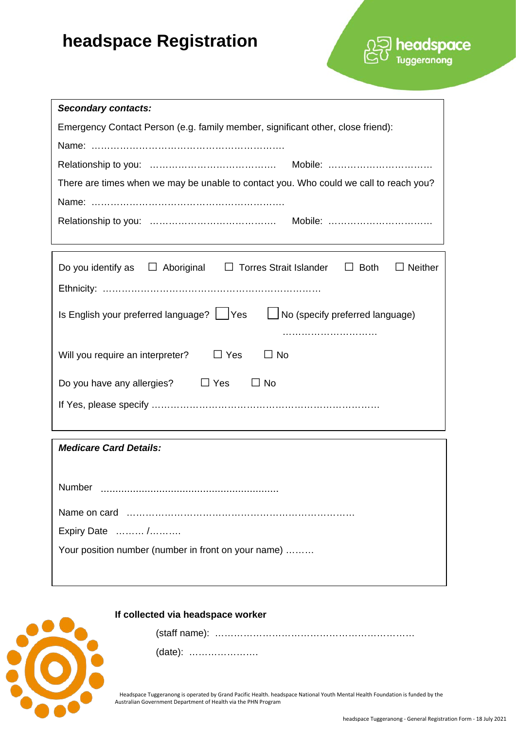# headspace Registration

***Secondary contacts:***

Emergency Contact Person (e.g. family member, significant other, close friend):

Name: ……………………………………………………..

Relationship to you: …………………………………. Mobile: ……………………………

There are times when we may be unable to contact you. Who could we call to reach you?

Name: ……………………………………………………..

Relationship to you: …………………………………. Mobile: ……………………………

Do you identify as ☐ Aboriginal ☐ Torres Strait Islander ☐ Both ☐ Neither

Ethnicity: ……………………………………………………………

Is English your preferred language? ☐ Yes ☐ No (specify preferred language)

…………………………

Will you require an interpreter? ☐ Yes ☐ No

Do you have any allergies? ☐ Yes ☐ No

If Yes, please specify ……………………………………………………………

***Medicare Card Details:***

Number ............................................................

Name on card ……………………………………………………………

Expiry Date ……… /……….

Your position number (number in front on your name) ………

**If collected via headspace worker**

(staff name): ………………………………………………………

(date): ………………….

Headspace Tuggeranong is operated by Grand Pacific Health. headspace National Youth Mental Health Foundation is funded by the Australian Government Department of Health via the PHN Program